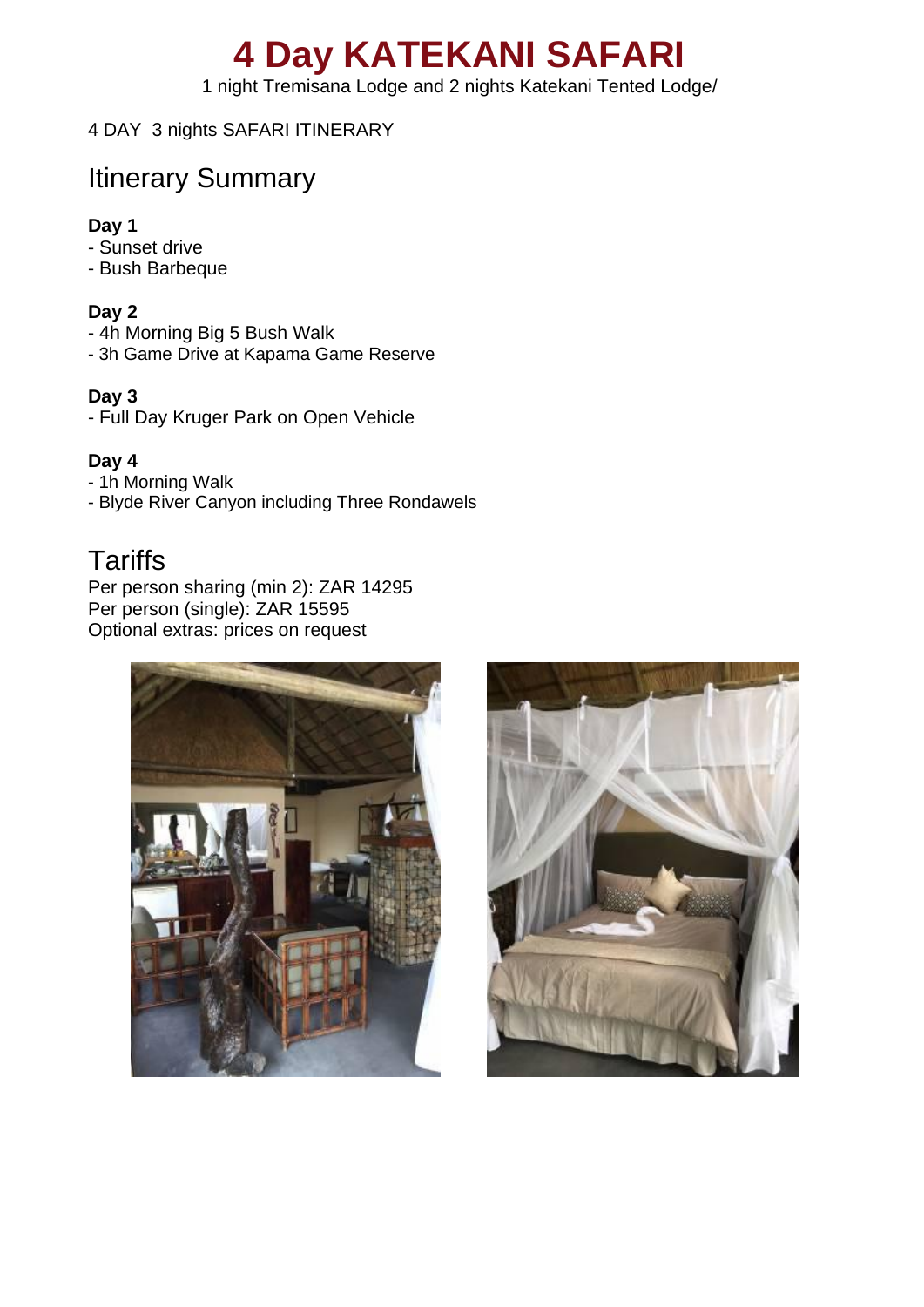# 4 Day KATEKANI SAFARI

1 night Tremisana Lodge and 2 nights Katekani Tented Lodge/

4 DAY 3 nights SAFARI ITINERARY

## Itinerary Summary

**Day 1**

- Sunset drive
- Bush Barbeque

**Day 2**

- 4h Morning Big 5 Bush Walk
- 3h Game Drive at Kapama Game Reserve

**Day 3**

- Full Day Kruger Park on Open Vehicle

**Day 4**

- 1h Morning Walk
- Blyde River Canyon including Three Rondawels

## Tariffs

Per person sharing (min 2): ZAR 14295
Per person (single): ZAR 15595
Optional extras: prices on request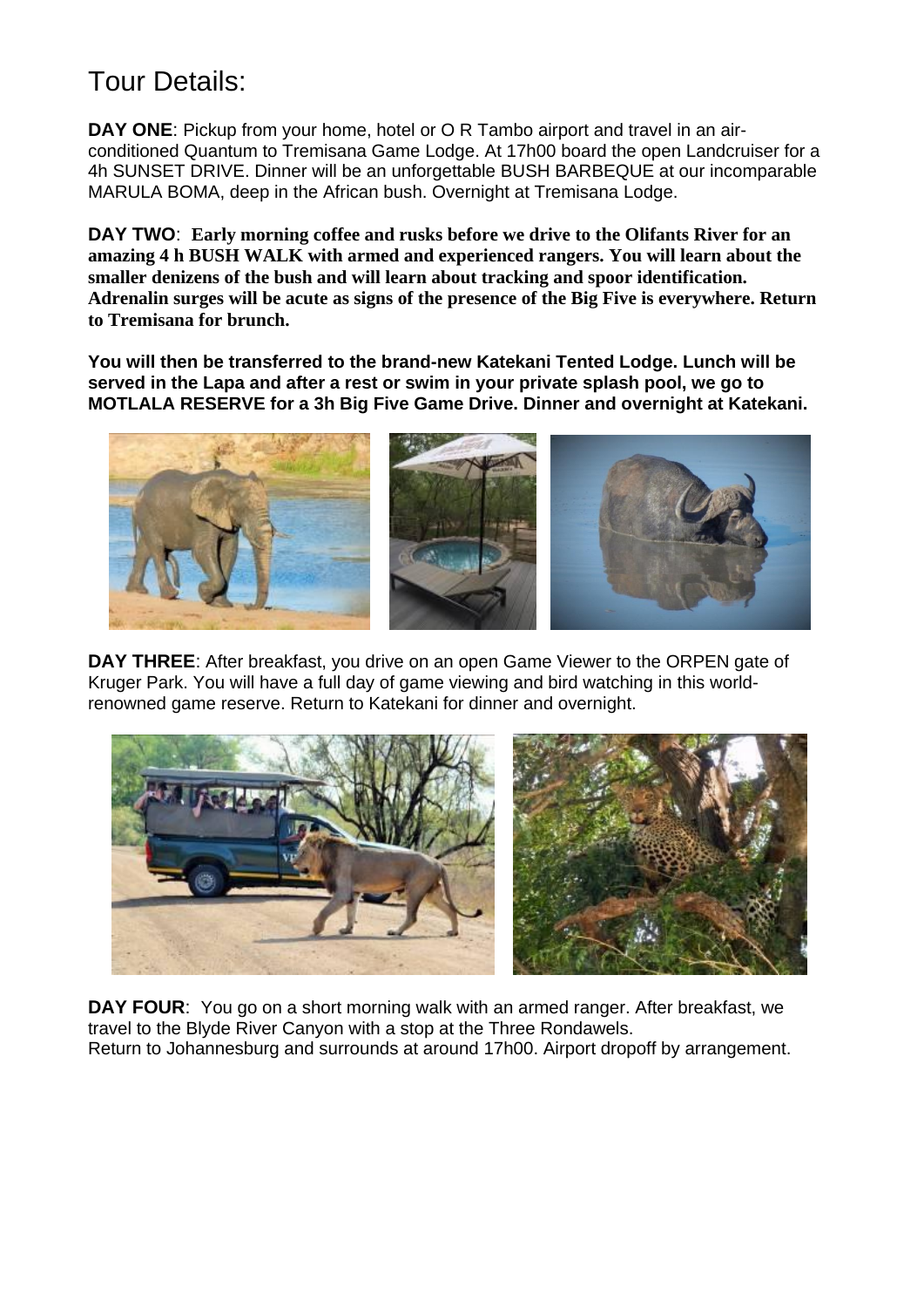# Tour Details:

**DAY ONE**: Pickup from your home, hotel or O R Tambo airport and travel in an air-conditioned Quantum to Tremisana Game Lodge. At 17h00 board the open Landcruiser for a 4h SUNSET DRIVE. Dinner will be an unforgettable BUSH BARBEQUE at our incomparable MARULA BOMA, deep in the African bush. Overnight at Tremisana Lodge.

**DAY TWO**: **Early morning coffee and rusks before we drive to the Olifants River for an amazing 4 h BUSH WALK with armed and experienced rangers. You will learn about the smaller denizens of the bush and will learn about tracking and spoor identification. Adrenalin surges will be acute as signs of the presence of the Big Five is everywhere. Return to Tremisana for brunch.**

**You will then be transferred to the brand-new Katekani Tented Lodge. Lunch will be served in the Lapa and after a rest or swim in your private splash pool, we go to MOTLALA RESERVE for a 3h Big Five Game Drive. Dinner and overnight at Katekani.**

**DAY THREE**: After breakfast, you drive on an open Game Viewer to the ORPEN gate of Kruger Park. You will have a full day of game viewing and bird watching in this world-renowned game reserve. Return to Katekani for dinner and overnight.

**DAY FOUR**: You go on a short morning walk with an armed ranger. After breakfast, we travel to the Blyde River Canyon with a stop at the Three Rondawels.
Return to Johannesburg and surrounds at around 17h00. Airport dropoff by arrangement.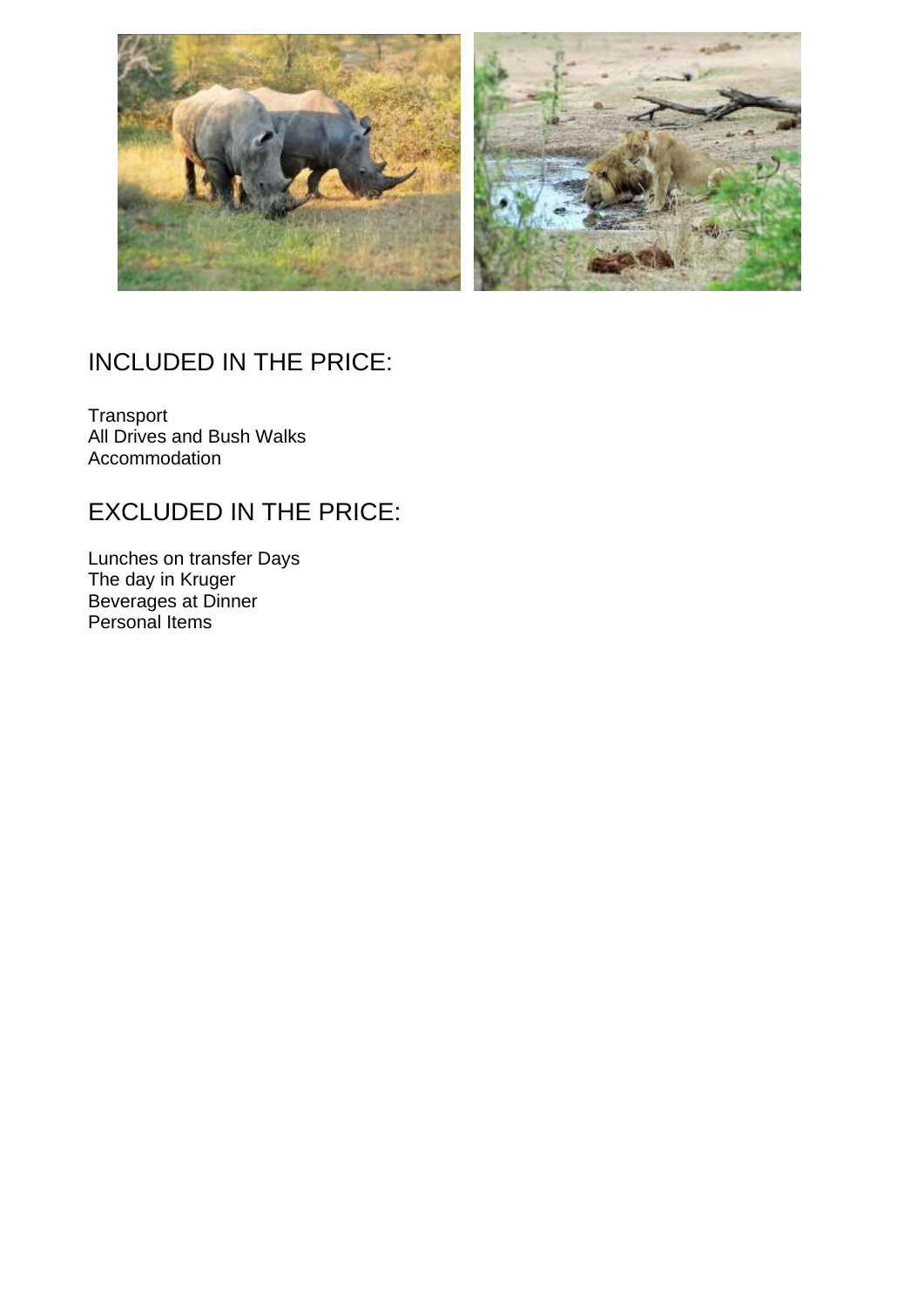## INCLUDED IN THE PRICE:

Transport  
All Drives and Bush Walks  
Accommodation

## EXCLUDED IN THE PRICE:

Lunches on transfer Days  
The day in Kruger  
Beverages at Dinner  
Personal Items